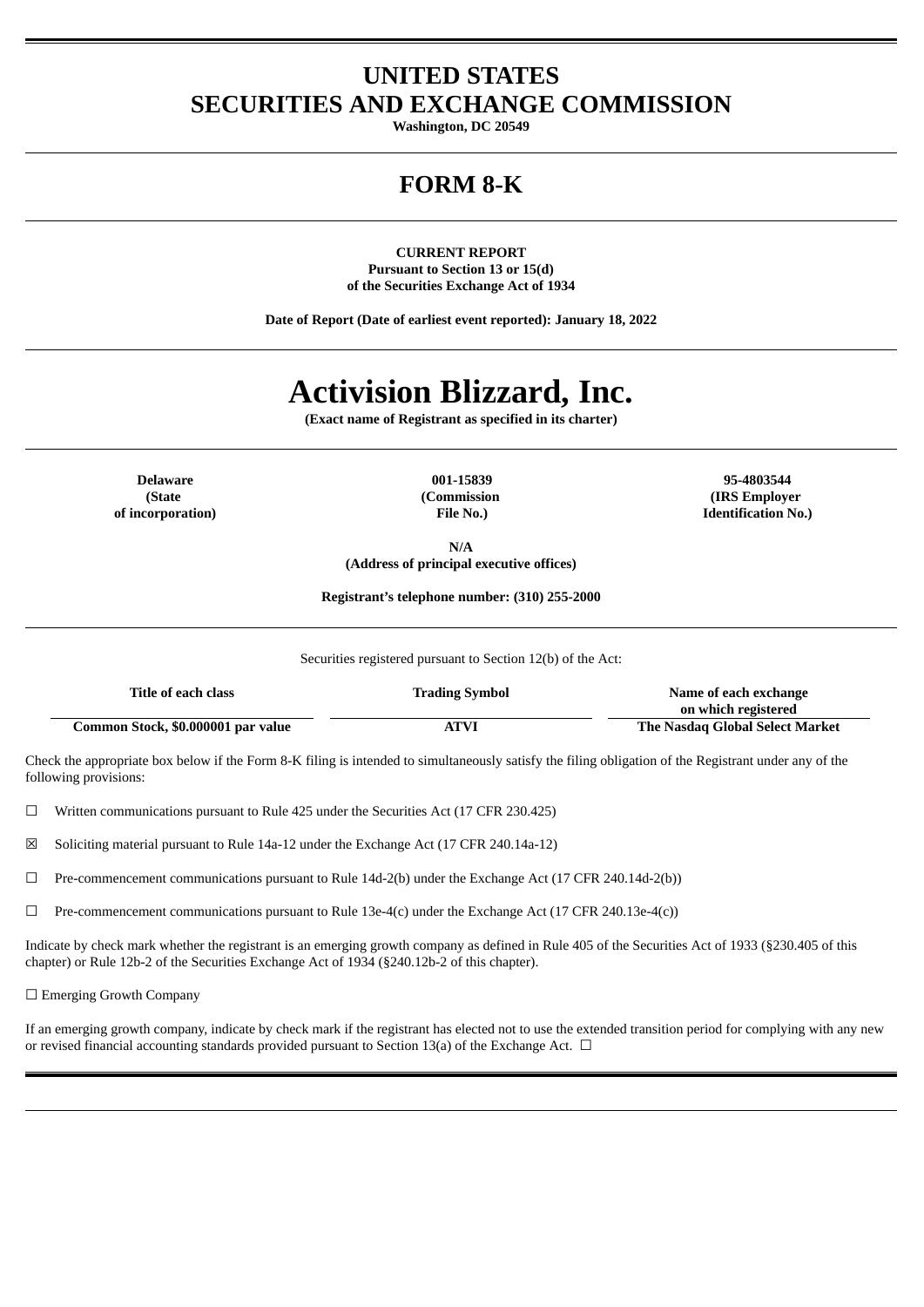# UNITED STATES
# SECURITIES AND EXCHANGE COMMISSION

**Washington, DC 20549**

# FORM 8-K

**CURRENT REPORT**
**Pursuant to Section 13 or 15(d)**
**of the Securities Exchange Act of 1934**

**Date of Report (Date of earliest event reported): January 18, 2022**

# Activision Blizzard, Inc.

**(Exact name of Registrant as specified in its charter)**

| Delaware | 001-15839 | 95-4803544 |
|---|---|---|
| (State of incorporation) | (Commission File No.) | (IRS Employer Identification No.) |

**N/A**
**(Address of principal executive offices)**

**Registrant's telephone number: (310) 255-2000**

Securities registered pursuant to Section 12(b) of the Act:

| Title of each class | Trading Symbol | Name of each exchange on which registered |
|---|---|---|
| Common Stock, $0.000001 par value | ATVI | The Nasdaq Global Select Market |

Check the appropriate box below if the Form 8-K filing is intended to simultaneously satisfy the filing obligation of the Registrant under any of the following provisions:

☐ Written communications pursuant to Rule 425 under the Securities Act (17 CFR 230.425)

☒ Soliciting material pursuant to Rule 14a-12 under the Exchange Act (17 CFR 240.14a-12)

☐ Pre-commencement communications pursuant to Rule 14d-2(b) under the Exchange Act (17 CFR 240.14d-2(b))

☐ Pre-commencement communications pursuant to Rule 13e-4(c) under the Exchange Act (17 CFR 240.13e-4(c))

Indicate by check mark whether the registrant is an emerging growth company as defined in Rule 405 of the Securities Act of 1933 (§230.405 of this chapter) or Rule 12b-2 of the Securities Exchange Act of 1934 (§240.12b-2 of this chapter).

☐ Emerging Growth Company

If an emerging growth company, indicate by check mark if the registrant has elected not to use the extended transition period for complying with any new or revised financial accounting standards provided pursuant to Section 13(a) of the Exchange Act. ☐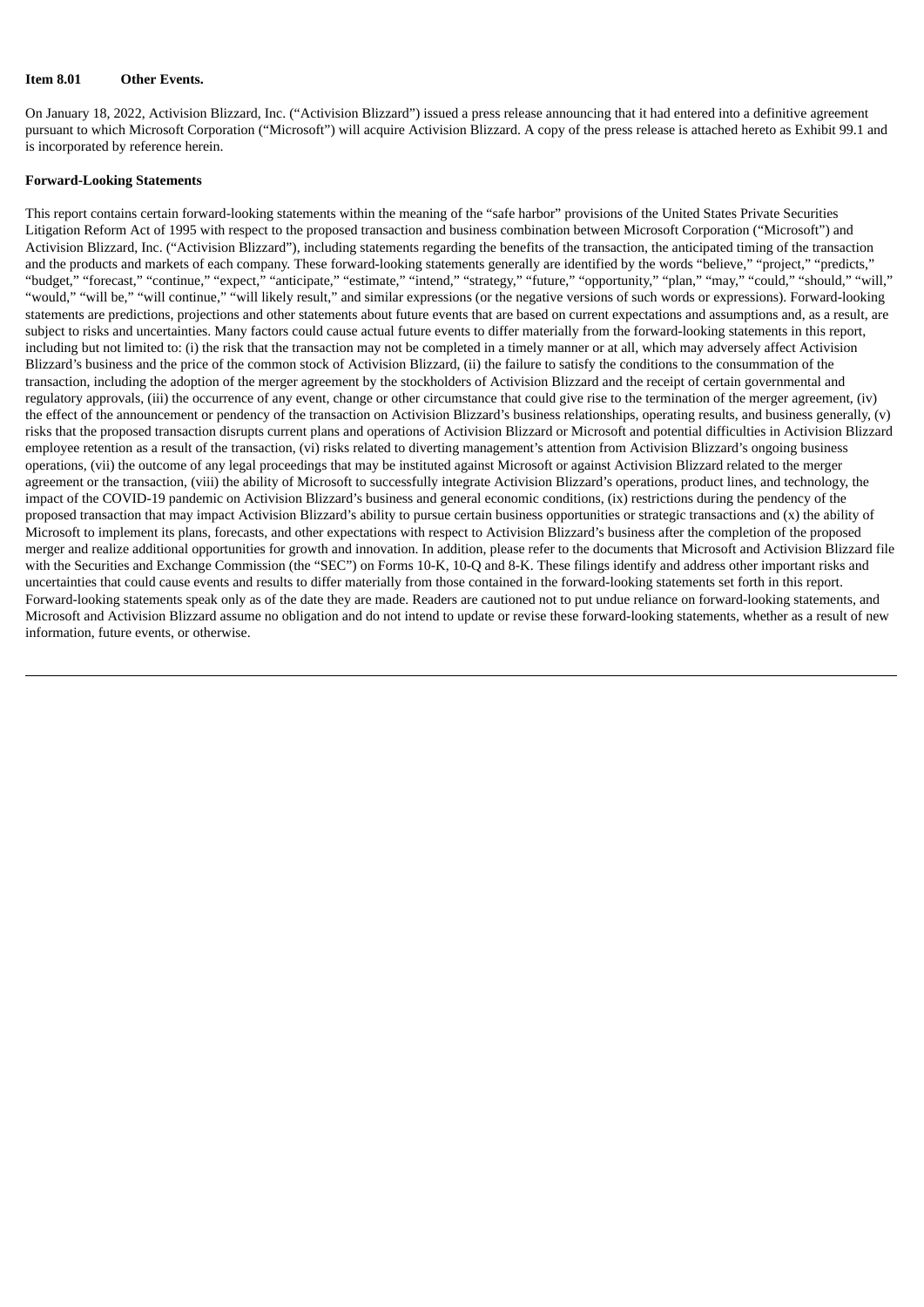**Item 8.01 Other Events.**

On January 18, 2022, Activision Blizzard, Inc. ("Activision Blizzard") issued a press release announcing that it had entered into a definitive agreement pursuant to which Microsoft Corporation ("Microsoft") will acquire Activision Blizzard. A copy of the press release is attached hereto as Exhibit 99.1 and is incorporated by reference herein.

**Forward-Looking Statements**

This report contains certain forward-looking statements within the meaning of the "safe harbor" provisions of the United States Private Securities Litigation Reform Act of 1995 with respect to the proposed transaction and business combination between Microsoft Corporation ("Microsoft") and Activision Blizzard, Inc. ("Activision Blizzard"), including statements regarding the benefits of the transaction, the anticipated timing of the transaction and the products and markets of each company. These forward-looking statements generally are identified by the words "believe," "project," "predicts," "budget," "forecast," "continue," "expect," "anticipate," "estimate," "intend," "strategy," "future," "opportunity," "plan," "may," "could," "should," "will," "would," "will be," "will continue," "will likely result," and similar expressions (or the negative versions of such words or expressions). Forward-looking statements are predictions, projections and other statements about future events that are based on current expectations and assumptions and, as a result, are subject to risks and uncertainties. Many factors could cause actual future events to differ materially from the forward-looking statements in this report, including but not limited to: (i) the risk that the transaction may not be completed in a timely manner or at all, which may adversely affect Activision Blizzard's business and the price of the common stock of Activision Blizzard, (ii) the failure to satisfy the conditions to the consummation of the transaction, including the adoption of the merger agreement by the stockholders of Activision Blizzard and the receipt of certain governmental and regulatory approvals, (iii) the occurrence of any event, change or other circumstance that could give rise to the termination of the merger agreement, (iv) the effect of the announcement or pendency of the transaction on Activision Blizzard's business relationships, operating results, and business generally, (v) risks that the proposed transaction disrupts current plans and operations of Activision Blizzard or Microsoft and potential difficulties in Activision Blizzard employee retention as a result of the transaction, (vi) risks related to diverting management's attention from Activision Blizzard's ongoing business operations, (vii) the outcome of any legal proceedings that may be instituted against Microsoft or against Activision Blizzard related to the merger agreement or the transaction, (viii) the ability of Microsoft to successfully integrate Activision Blizzard's operations, product lines, and technology, the impact of the COVID-19 pandemic on Activision Blizzard's business and general economic conditions, (ix) restrictions during the pendency of the proposed transaction that may impact Activision Blizzard's ability to pursue certain business opportunities or strategic transactions and (x) the ability of Microsoft to implement its plans, forecasts, and other expectations with respect to Activision Blizzard's business after the completion of the proposed merger and realize additional opportunities for growth and innovation. In addition, please refer to the documents that Microsoft and Activision Blizzard file with the Securities and Exchange Commission (the "SEC") on Forms 10-K, 10-Q and 8-K. These filings identify and address other important risks and uncertainties that could cause events and results to differ materially from those contained in the forward-looking statements set forth in this report. Forward-looking statements speak only as of the date they are made. Readers are cautioned not to put undue reliance on forward-looking statements, and Microsoft and Activision Blizzard assume no obligation and do not intend to update or revise these forward-looking statements, whether as a result of new information, future events, or otherwise.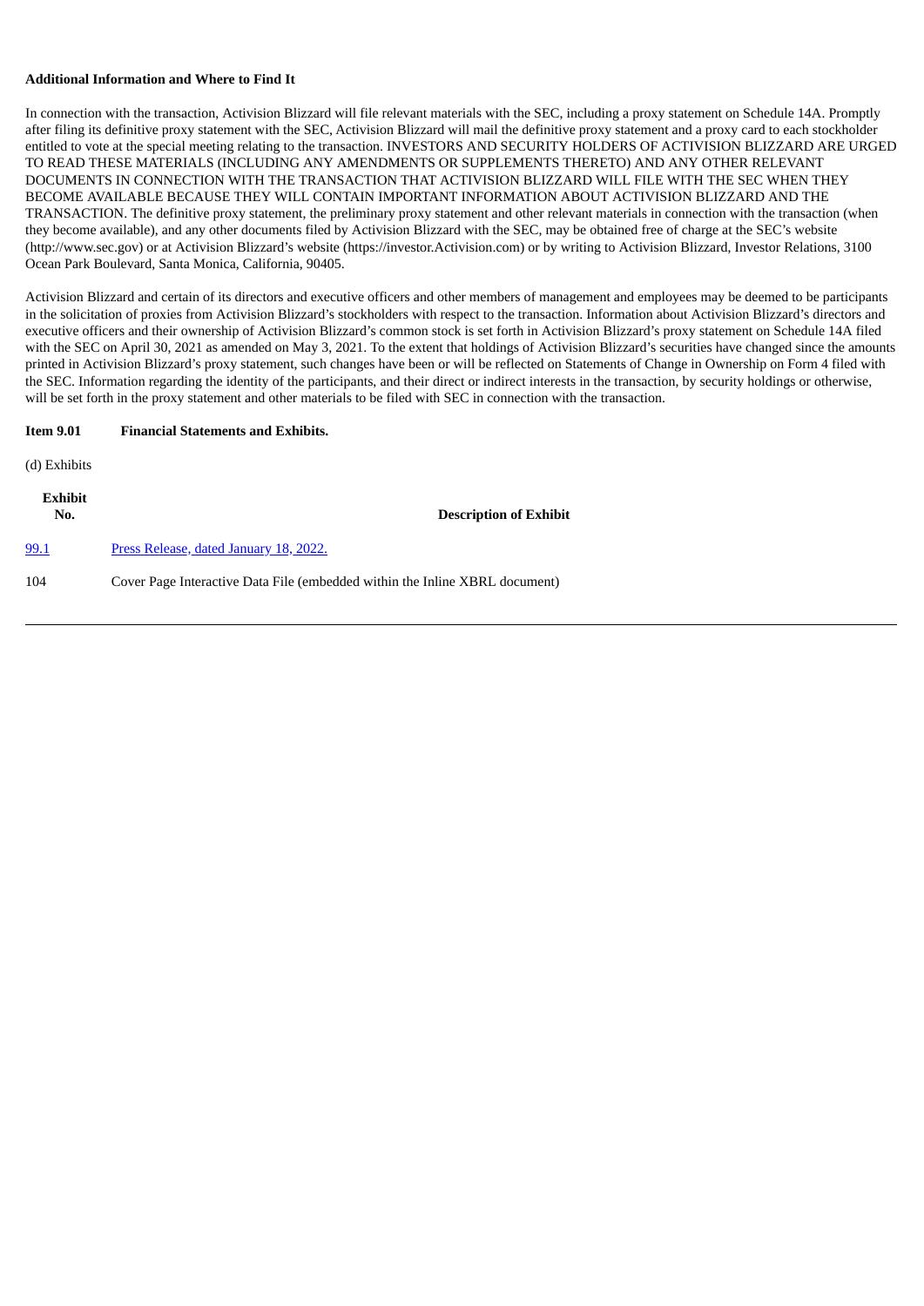**Additional Information and Where to Find It**

In connection with the transaction, Activision Blizzard will file relevant materials with the SEC, including a proxy statement on Schedule 14A. Promptly after filing its definitive proxy statement with the SEC, Activision Blizzard will mail the definitive proxy statement and a proxy card to each stockholder entitled to vote at the special meeting relating to the transaction. INVESTORS AND SECURITY HOLDERS OF ACTIVISION BLIZZARD ARE URGED TO READ THESE MATERIALS (INCLUDING ANY AMENDMENTS OR SUPPLEMENTS THERETO) AND ANY OTHER RELEVANT DOCUMENTS IN CONNECTION WITH THE TRANSACTION THAT ACTIVISION BLIZZARD WILL FILE WITH THE SEC WHEN THEY BECOME AVAILABLE BECAUSE THEY WILL CONTAIN IMPORTANT INFORMATION ABOUT ACTIVISION BLIZZARD AND THE TRANSACTION. The definitive proxy statement, the preliminary proxy statement and other relevant materials in connection with the transaction (when they become available), and any other documents filed by Activision Blizzard with the SEC, may be obtained free of charge at the SEC's website (http://www.sec.gov) or at Activision Blizzard's website (https://investor.Activision.com) or by writing to Activision Blizzard, Investor Relations, 3100 Ocean Park Boulevard, Santa Monica, California, 90405.

Activision Blizzard and certain of its directors and executive officers and other members of management and employees may be deemed to be participants in the solicitation of proxies from Activision Blizzard's stockholders with respect to the transaction. Information about Activision Blizzard's directors and executive officers and their ownership of Activision Blizzard's common stock is set forth in Activision Blizzard's proxy statement on Schedule 14A filed with the SEC on April 30, 2021 as amended on May 3, 2021. To the extent that holdings of Activision Blizzard's securities have changed since the amounts printed in Activision Blizzard's proxy statement, such changes have been or will be reflected on Statements of Change in Ownership on Form 4 filed with the SEC. Information regarding the identity of the participants, and their direct or indirect interests in the transaction, by security holdings or otherwise, will be set forth in the proxy statement and other materials to be filed with SEC in connection with the transaction.

**Item 9.01 Financial Statements and Exhibits.**

(d) Exhibits

| Exhibit No. | Description of Exhibit |
|---|---|
| 99.1 | Press Release, dated January 18, 2022. |
| 104 | Cover Page Interactive Data File (embedded within the Inline XBRL document) |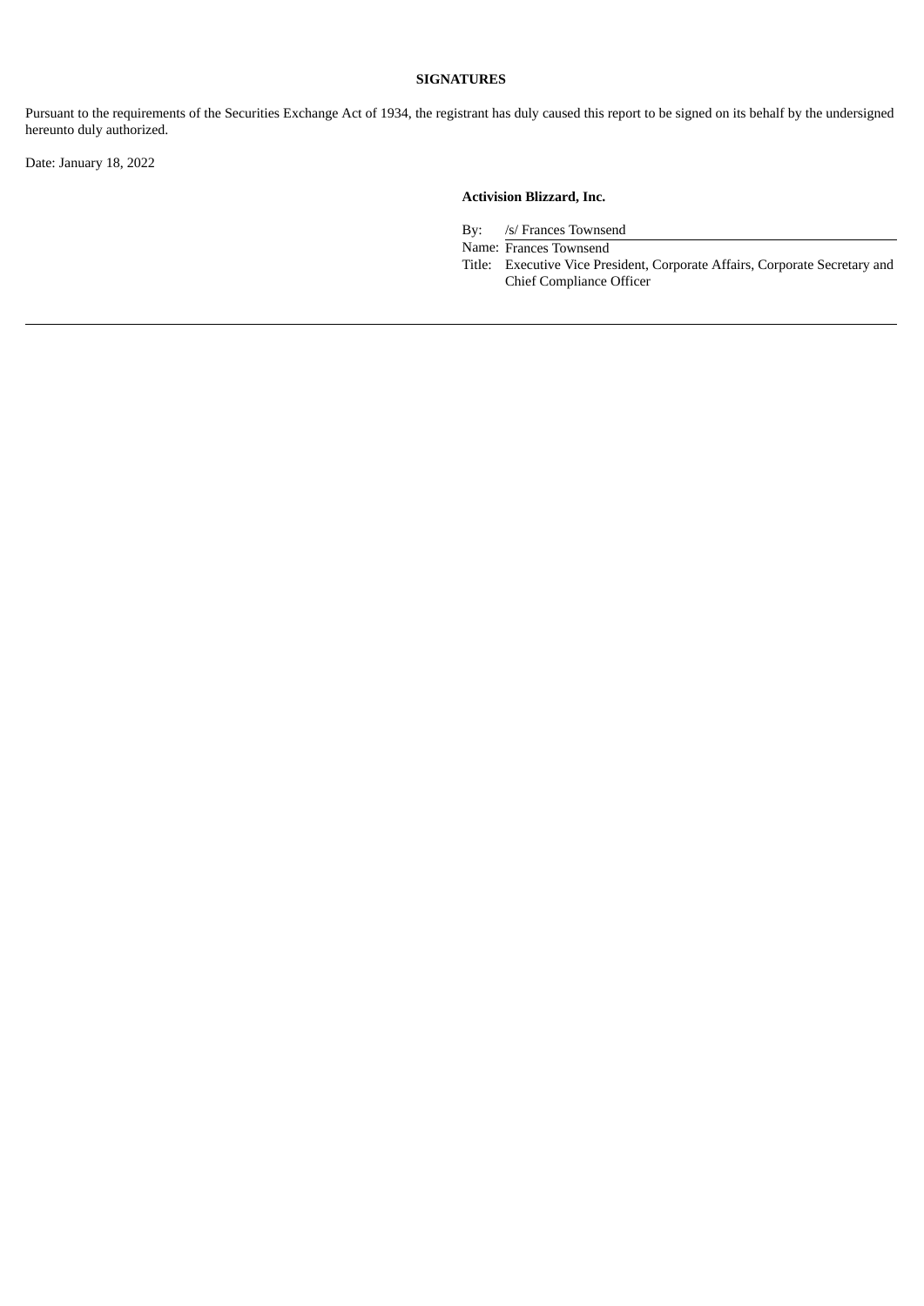**SIGNATURES**

Pursuant to the requirements of the Securities Exchange Act of 1934, the registrant has duly caused this report to be signed on its behalf by the undersigned hereunto duly authorized.

Date: January 18, 2022

**Activision Blizzard, Inc.**

By: /s/ Frances Townsend
Name: Frances Townsend
Title: Executive Vice President, Corporate Affairs, Corporate Secretary and Chief Compliance Officer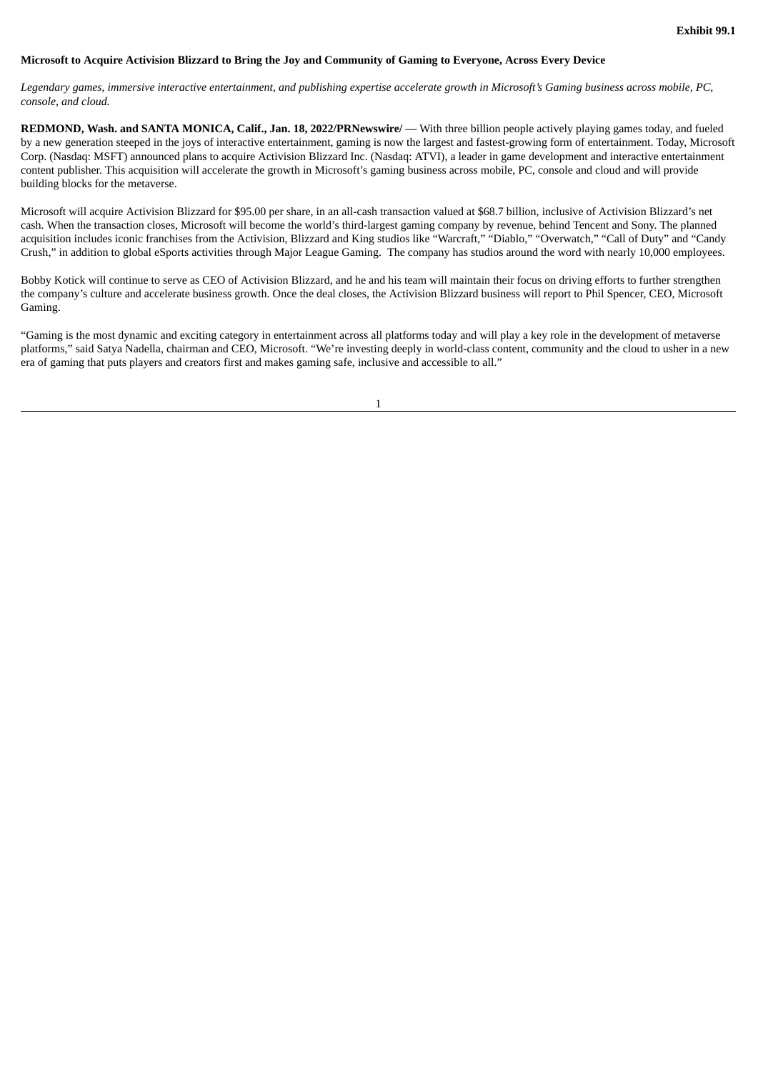**Exhibit 99.1**

**Microsoft to Acquire Activision Blizzard to Bring the Joy and Community of Gaming to Everyone, Across Every Device**

*Legendary games, immersive interactive entertainment, and publishing expertise accelerate growth in Microsoft's Gaming business across mobile, PC, console, and cloud.*

**REDMOND, Wash. and SANTA MONICA, Calif., Jan. 18, 2022/PRNewswire/** — With three billion people actively playing games today, and fueled by a new generation steeped in the joys of interactive entertainment, gaming is now the largest and fastest-growing form of entertainment. Today, Microsoft Corp. (Nasdaq: MSFT) announced plans to acquire Activision Blizzard Inc. (Nasdaq: ATVI), a leader in game development and interactive entertainment content publisher. This acquisition will accelerate the growth in Microsoft's gaming business across mobile, PC, console and cloud and will provide building blocks for the metaverse.

Microsoft will acquire Activision Blizzard for $95.00 per share, in an all-cash transaction valued at $68.7 billion, inclusive of Activision Blizzard's net cash. When the transaction closes, Microsoft will become the world's third-largest gaming company by revenue, behind Tencent and Sony. The planned acquisition includes iconic franchises from the Activision, Blizzard and King studios like "Warcraft," "Diablo," "Overwatch," "Call of Duty" and "Candy Crush," in addition to global eSports activities through Major League Gaming. The company has studios around the word with nearly 10,000 employees.

Bobby Kotick will continue to serve as CEO of Activision Blizzard, and he and his team will maintain their focus on driving efforts to further strengthen the company's culture and accelerate business growth. Once the deal closes, the Activision Blizzard business will report to Phil Spencer, CEO, Microsoft Gaming.

"Gaming is the most dynamic and exciting category in entertainment across all platforms today and will play a key role in the development of metaverse platforms," said Satya Nadella, chairman and CEO, Microsoft. "We're investing deeply in world-class content, community and the cloud to usher in a new era of gaming that puts players and creators first and makes gaming safe, inclusive and accessible to all."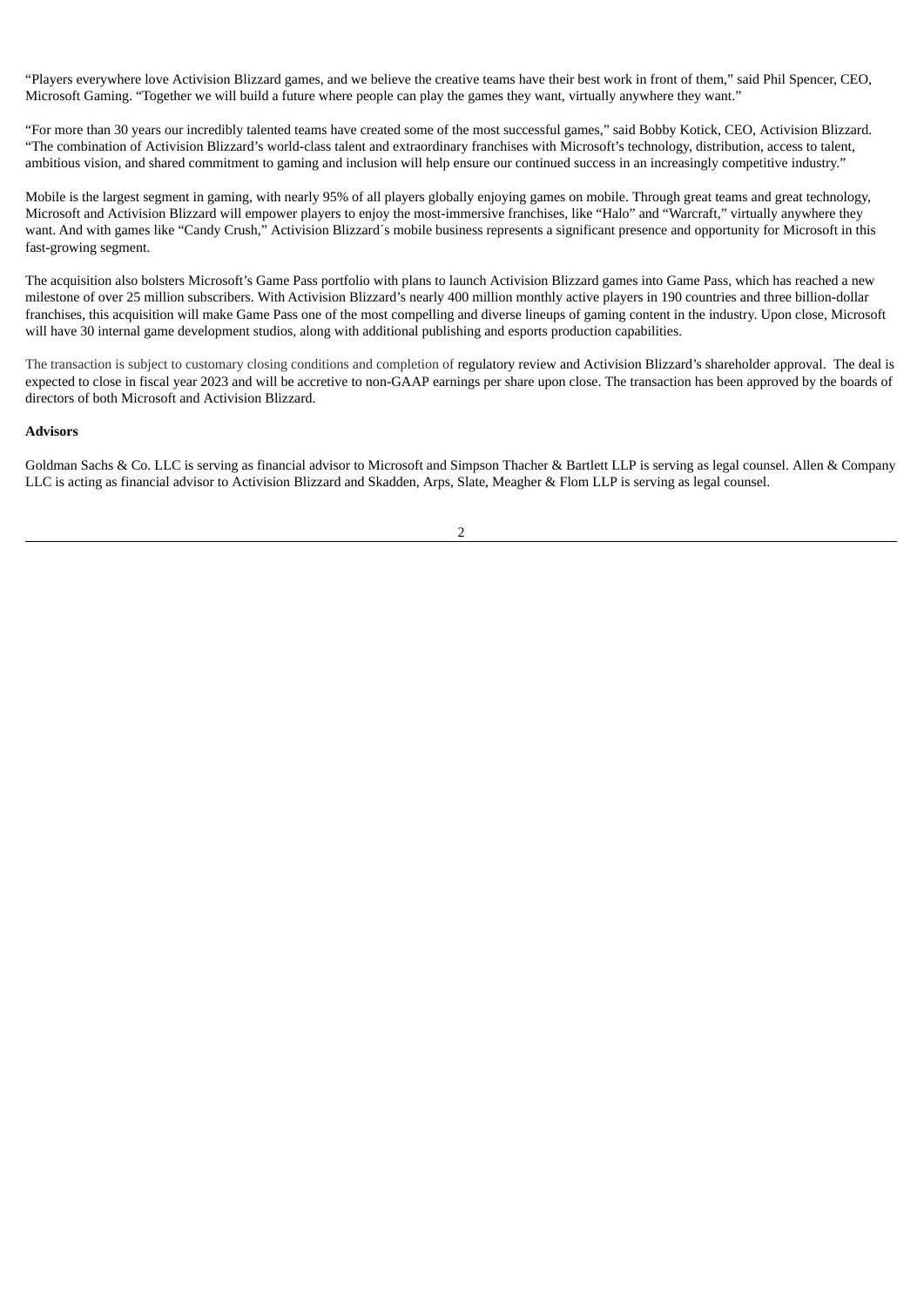"Players everywhere love Activision Blizzard games, and we believe the creative teams have their best work in front of them," said Phil Spencer, CEO, Microsoft Gaming. "Together we will build a future where people can play the games they want, virtually anywhere they want."

"For more than 30 years our incredibly talented teams have created some of the most successful games," said Bobby Kotick, CEO, Activision Blizzard. "The combination of Activision Blizzard's world-class talent and extraordinary franchises with Microsoft's technology, distribution, access to talent, ambitious vision, and shared commitment to gaming and inclusion will help ensure our continued success in an increasingly competitive industry."

Mobile is the largest segment in gaming, with nearly 95% of all players globally enjoying games on mobile. Through great teams and great technology, Microsoft and Activision Blizzard will empower players to enjoy the most-immersive franchises, like "Halo" and "Warcraft," virtually anywhere they want. And with games like "Candy Crush," Activision Blizzard´s mobile business represents a significant presence and opportunity for Microsoft in this fast-growing segment.

The acquisition also bolsters Microsoft's Game Pass portfolio with plans to launch Activision Blizzard games into Game Pass, which has reached a new milestone of over 25 million subscribers. With Activision Blizzard's nearly 400 million monthly active players in 190 countries and three billion-dollar franchises, this acquisition will make Game Pass one of the most compelling and diverse lineups of gaming content in the industry. Upon close, Microsoft will have 30 internal game development studios, along with additional publishing and esports production capabilities.

The transaction is subject to customary closing conditions and completion of regulatory review and Activision Blizzard's shareholder approval. The deal is expected to close in fiscal year 2023 and will be accretive to non-GAAP earnings per share upon close. The transaction has been approved by the boards of directors of both Microsoft and Activision Blizzard.

**Advisors**

Goldman Sachs & Co. LLC is serving as financial advisor to Microsoft and Simpson Thacher & Bartlett LLP is serving as legal counsel. Allen & Company LLC is acting as financial advisor to Activision Blizzard and Skadden, Arps, Slate, Meagher & Flom LLP is serving as legal counsel.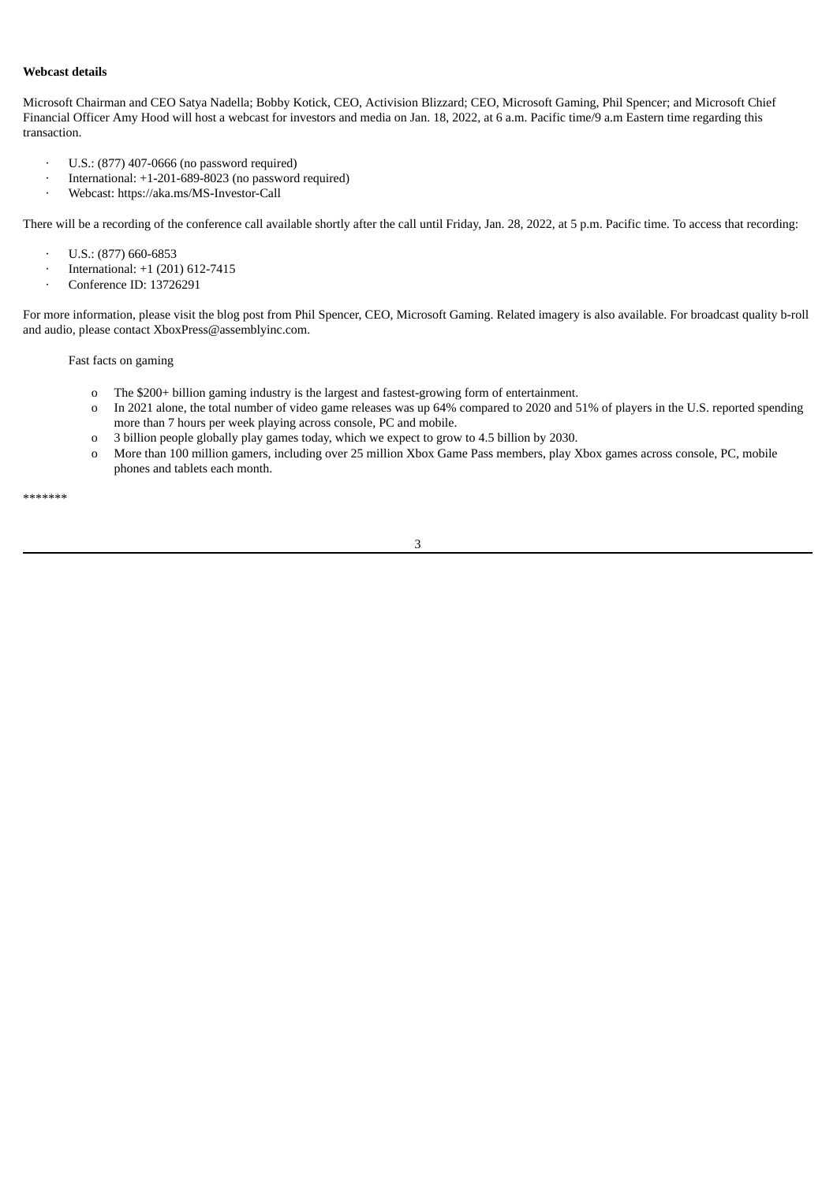**Webcast details**

Microsoft Chairman and CEO Satya Nadella; Bobby Kotick, CEO, Activision Blizzard; CEO, Microsoft Gaming, Phil Spencer; and Microsoft Chief Financial Officer Amy Hood will host a webcast for investors and media on Jan. 18, 2022, at 6 a.m. Pacific time/9 a.m Eastern time regarding this transaction.

- U.S.: (877) 407-0666 (no password required)
- International: +1-201-689-8023 (no password required)
- Webcast: https://aka.ms/MS-Investor-Call

There will be a recording of the conference call available shortly after the call until Friday, Jan. 28, 2022, at 5 p.m. Pacific time. To access that recording:

- U.S.: (877) 660-6853
- International: +1 (201) 612-7415
- Conference ID: 13726291

For more information, please visit the blog post from Phil Spencer, CEO, Microsoft Gaming. Related imagery is also available. For broadcast quality b-roll and audio, please contact XboxPress@assemblyinc.com.

Fast facts on gaming

- The $200+ billion gaming industry is the largest and fastest-growing form of entertainment.
- In 2021 alone, the total number of video game releases was up 64% compared to 2020 and 51% of players in the U.S. reported spending more than 7 hours per week playing across console, PC and mobile.
- 3 billion people globally play games today, which we expect to grow to 4.5 billion by 2030.
- More than 100 million gamers, including over 25 million Xbox Game Pass members, play Xbox games across console, PC, mobile phones and tablets each month.

*******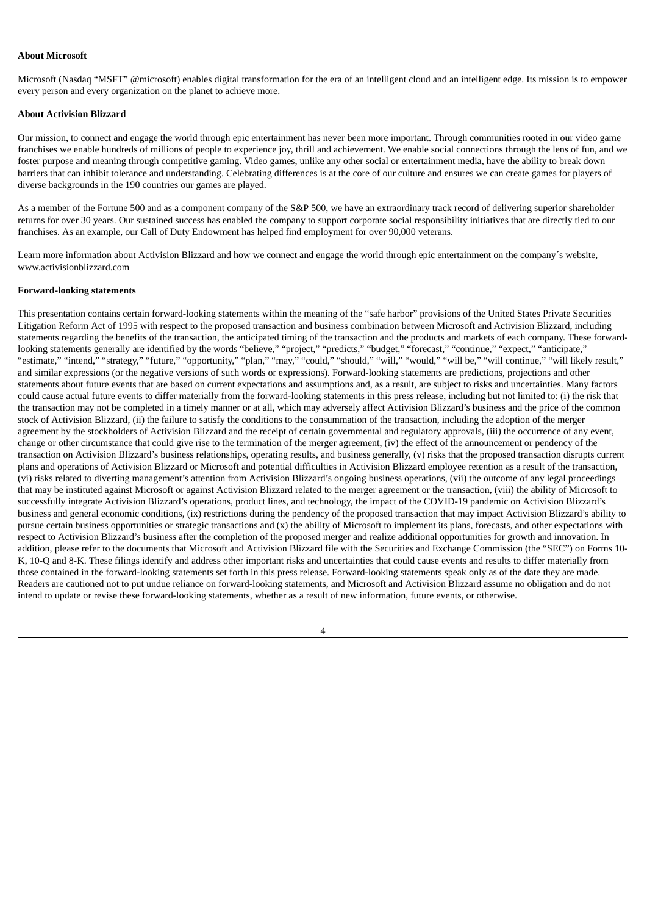**About Microsoft**

Microsoft (Nasdaq “MSFT” @microsoft) enables digital transformation for the era of an intelligent cloud and an intelligent edge. Its mission is to empower every person and every organization on the planet to achieve more.

**About Activision Blizzard**

Our mission, to connect and engage the world through epic entertainment has never been more important. Through communities rooted in our video game franchises we enable hundreds of millions of people to experience joy, thrill and achievement. We enable social connections through the lens of fun, and we foster purpose and meaning through competitive gaming. Video games, unlike any other social or entertainment media, have the ability to break down barriers that can inhibit tolerance and understanding. Celebrating differences is at the core of our culture and ensures we can create games for players of diverse backgrounds in the 190 countries our games are played.

As a member of the Fortune 500 and as a component company of the S&P 500, we have an extraordinary track record of delivering superior shareholder returns for over 30 years. Our sustained success has enabled the company to support corporate social responsibility initiatives that are directly tied to our franchises. As an example, our Call of Duty Endowment has helped find employment for over 90,000 veterans.

Learn more information about Activision Blizzard and how we connect and engage the world through epic entertainment on the company´s website, www.activisionblizzard.com

**Forward-looking statements**

This presentation contains certain forward-looking statements within the meaning of the “safe harbor” provisions of the United States Private Securities Litigation Reform Act of 1995 with respect to the proposed transaction and business combination between Microsoft and Activision Blizzard, including statements regarding the benefits of the transaction, the anticipated timing of the transaction and the products and markets of each company. These forward-looking statements generally are identified by the words “believe,” “project,” “predicts,” “budget,” “forecast,” “continue,” “expect,” “anticipate,” “estimate,” “intend,” “strategy,” “future,” “opportunity,” “plan,” “may,” “could,” “should,” “will,” “would,” “will be,” “will continue,” “will likely result,” and similar expressions (or the negative versions of such words or expressions). Forward-looking statements are predictions, projections and other statements about future events that are based on current expectations and assumptions and, as a result, are subject to risks and uncertainties. Many factors could cause actual future events to differ materially from the forward-looking statements in this press release, including but not limited to: (i) the risk that the transaction may not be completed in a timely manner or at all, which may adversely affect Activision Blizzard’s business and the price of the common stock of Activision Blizzard, (ii) the failure to satisfy the conditions to the consummation of the transaction, including the adoption of the merger agreement by the stockholders of Activision Blizzard and the receipt of certain governmental and regulatory approvals, (iii) the occurrence of any event, change or other circumstance that could give rise to the termination of the merger agreement, (iv) the effect of the announcement or pendency of the transaction on Activision Blizzard’s business relationships, operating results, and business generally, (v) risks that the proposed transaction disrupts current plans and operations of Activision Blizzard or Microsoft and potential difficulties in Activision Blizzard employee retention as a result of the transaction, (vi) risks related to diverting management’s attention from Activision Blizzard’s ongoing business operations, (vii) the outcome of any legal proceedings that may be instituted against Microsoft or against Activision Blizzard related to the merger agreement or the transaction, (viii) the ability of Microsoft to successfully integrate Activision Blizzard’s operations, product lines, and technology, the impact of the COVID-19 pandemic on Activision Blizzard’s business and general economic conditions, (ix) restrictions during the pendency of the proposed transaction that may impact Activision Blizzard’s ability to pursue certain business opportunities or strategic transactions and (x) the ability of Microsoft to implement its plans, forecasts, and other expectations with respect to Activision Blizzard’s business after the completion of the proposed merger and realize additional opportunities for growth and innovation. In addition, please refer to the documents that Microsoft and Activision Blizzard file with the Securities and Exchange Commission (the “SEC”) on Forms 10-K, 10-Q and 8-K. These filings identify and address other important risks and uncertainties that could cause events and results to differ materially from those contained in the forward-looking statements set forth in this press release. Forward-looking statements speak only as of the date they are made. Readers are cautioned not to put undue reliance on forward-looking statements, and Microsoft and Activision Blizzard assume no obligation and do not intend to update or revise these forward-looking statements, whether as a result of new information, future events, or otherwise.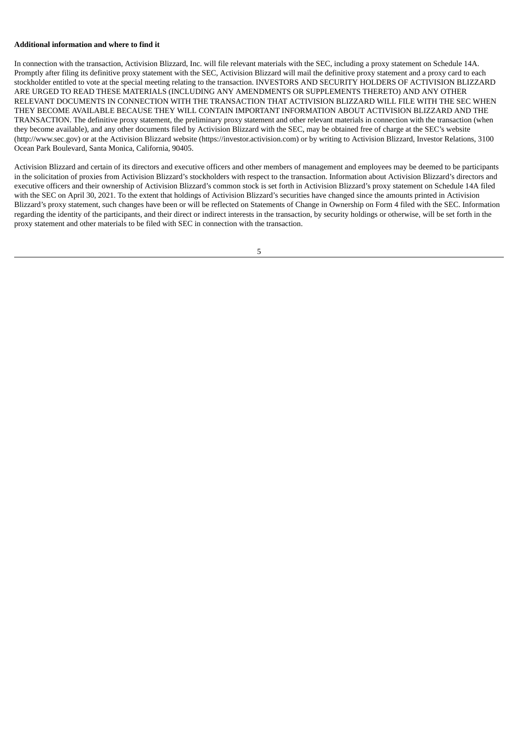**Additional information and where to find it**

In connection with the transaction, Activision Blizzard, Inc. will file relevant materials with the SEC, including a proxy statement on Schedule 14A. Promptly after filing its definitive proxy statement with the SEC, Activision Blizzard will mail the definitive proxy statement and a proxy card to each stockholder entitled to vote at the special meeting relating to the transaction. INVESTORS AND SECURITY HOLDERS OF ACTIVISION BLIZZARD ARE URGED TO READ THESE MATERIALS (INCLUDING ANY AMENDMENTS OR SUPPLEMENTS THERETO) AND ANY OTHER RELEVANT DOCUMENTS IN CONNECTION WITH THE TRANSACTION THAT ACTIVISION BLIZZARD WILL FILE WITH THE SEC WHEN THEY BECOME AVAILABLE BECAUSE THEY WILL CONTAIN IMPORTANT INFORMATION ABOUT ACTIVISION BLIZZARD AND THE TRANSACTION. The definitive proxy statement, the preliminary proxy statement and other relevant materials in connection with the transaction (when they become available), and any other documents filed by Activision Blizzard with the SEC, may be obtained free of charge at the SEC's website (http://www.sec.gov) or at the Activision Blizzard website (https://investor.activision.com) or by writing to Activision Blizzard, Investor Relations, 3100 Ocean Park Boulevard, Santa Monica, California, 90405.

Activision Blizzard and certain of its directors and executive officers and other members of management and employees may be deemed to be participants in the solicitation of proxies from Activision Blizzard's stockholders with respect to the transaction. Information about Activision Blizzard's directors and executive officers and their ownership of Activision Blizzard's common stock is set forth in Activision Blizzard's proxy statement on Schedule 14A filed with the SEC on April 30, 2021. To the extent that holdings of Activision Blizzard's securities have changed since the amounts printed in Activision Blizzard's proxy statement, such changes have been or will be reflected on Statements of Change in Ownership on Form 4 filed with the SEC. Information regarding the identity of the participants, and their direct or indirect interests in the transaction, by security holdings or otherwise, will be set forth in the proxy statement and other materials to be filed with SEC in connection with the transaction.